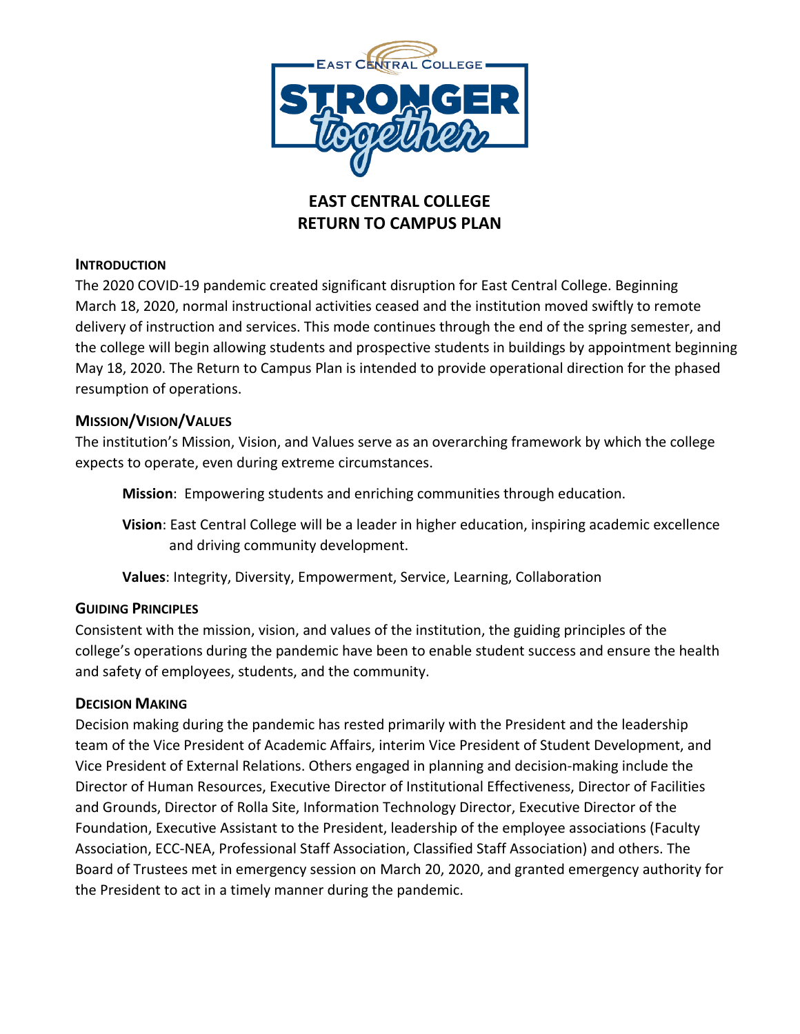# EAST CENTRAL COLLEGE
# RETURN TO CAMPUS PLAN

## INTRODUCTION

The 2020 COVID-19 pandemic created significant disruption for East Central College. Beginning March 18, 2020, normal instructional activities ceased and the institution moved swiftly to remote delivery of instruction and services. This mode continues through the end of the spring semester, and the college will begin allowing students and prospective students in buildings by appointment beginning May 18, 2020. The Return to Campus Plan is intended to provide operational direction for the phased resumption of operations.

## MISSION/VISION/VALUES

The institution's Mission, Vision, and Values serve as an overarching framework by which the college expects to operate, even during extreme circumstances.

**Mission**: Empowering students and enriching communities through education.

**Vision**: East Central College will be a leader in higher education, inspiring academic excellence and driving community development.

**Values**: Integrity, Diversity, Empowerment, Service, Learning, Collaboration

## GUIDING PRINCIPLES

Consistent with the mission, vision, and values of the institution, the guiding principles of the college's operations during the pandemic have been to enable student success and ensure the health and safety of employees, students, and the community.

## DECISION MAKING

Decision making during the pandemic has rested primarily with the President and the leadership team of the Vice President of Academic Affairs, interim Vice President of Student Development, and Vice President of External Relations. Others engaged in planning and decision-making include the Director of Human Resources, Executive Director of Institutional Effectiveness, Director of Facilities and Grounds, Director of Rolla Site, Information Technology Director, Executive Director of the Foundation, Executive Assistant to the President, leadership of the employee associations (Faculty Association, ECC-NEA, Professional Staff Association, Classified Staff Association) and others. The Board of Trustees met in emergency session on March 20, 2020, and granted emergency authority for the President to act in a timely manner during the pandemic.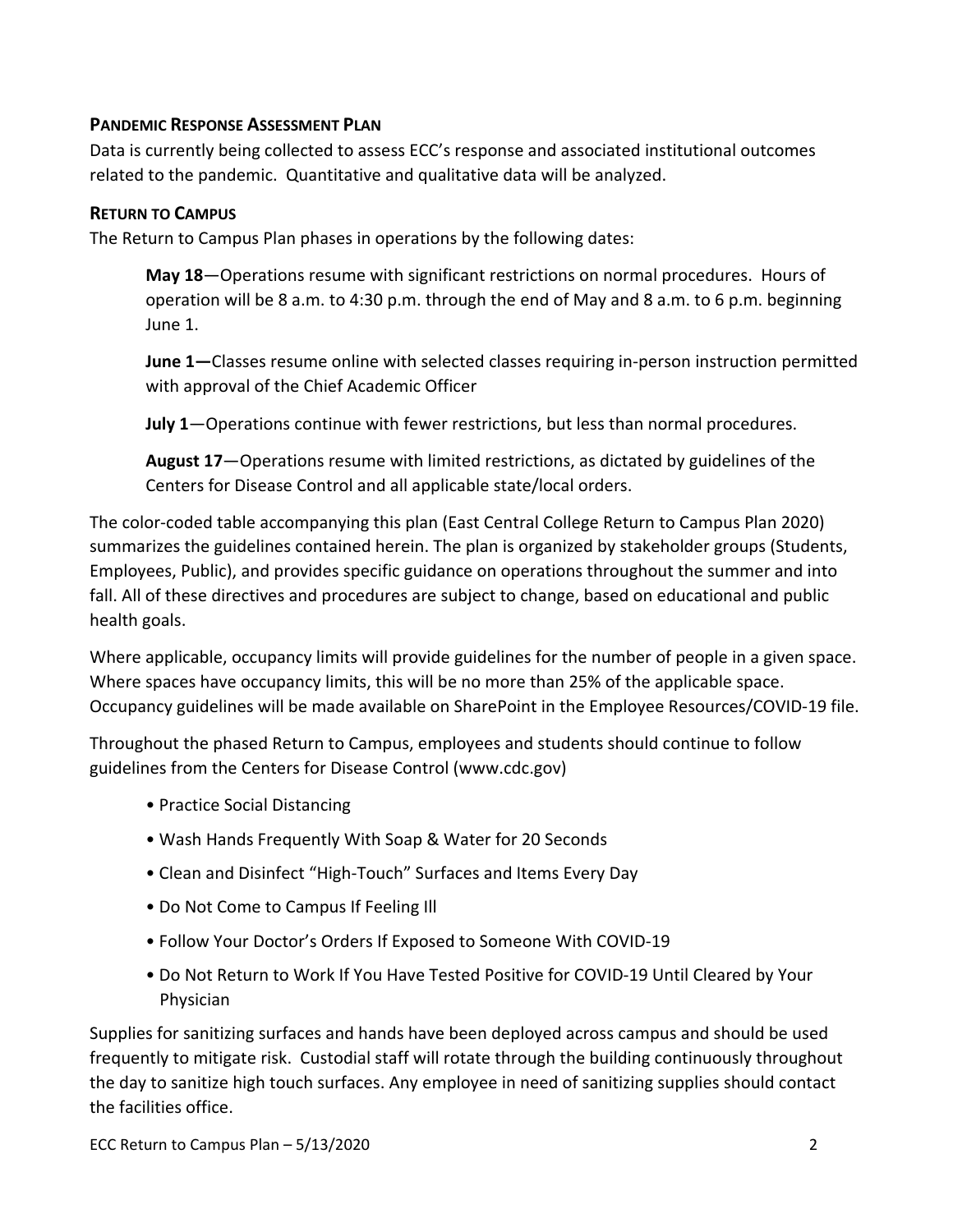## PANDEMIC RESPONSE ASSESSMENT PLAN

Data is currently being collected to assess ECC's response and associated institutional outcomes related to the pandemic. Quantitative and qualitative data will be analyzed.

## RETURN TO CAMPUS

The Return to Campus Plan phases in operations by the following dates:

**May 18**—Operations resume with significant restrictions on normal procedures. Hours of operation will be 8 a.m. to 4:30 p.m. through the end of May and 8 a.m. to 6 p.m. beginning June 1.

**June 1—**Classes resume online with selected classes requiring in-person instruction permitted with approval of the Chief Academic Officer

**July 1**—Operations continue with fewer restrictions, but less than normal procedures.

**August 17**—Operations resume with limited restrictions, as dictated by guidelines of the Centers for Disease Control and all applicable state/local orders.

The color-coded table accompanying this plan (East Central College Return to Campus Plan 2020) summarizes the guidelines contained herein. The plan is organized by stakeholder groups (Students, Employees, Public), and provides specific guidance on operations throughout the summer and into fall. All of these directives and procedures are subject to change, based on educational and public health goals.

Where applicable, occupancy limits will provide guidelines for the number of people in a given space. Where spaces have occupancy limits, this will be no more than 25% of the applicable space. Occupancy guidelines will be made available on SharePoint in the Employee Resources/COVID-19 file.

Throughout the phased Return to Campus, employees and students should continue to follow guidelines from the Centers for Disease Control (www.cdc.gov)

- Practice Social Distancing
- Wash Hands Frequently With Soap & Water for 20 Seconds
- Clean and Disinfect "High-Touch" Surfaces and Items Every Day
- Do Not Come to Campus If Feeling Ill
- Follow Your Doctor's Orders If Exposed to Someone With COVID-19
- Do Not Return to Work If You Have Tested Positive for COVID-19 Until Cleared by Your Physician

Supplies for sanitizing surfaces and hands have been deployed across campus and should be used frequently to mitigate risk. Custodial staff will rotate through the building continuously throughout the day to sanitize high touch surfaces. Any employee in need of sanitizing supplies should contact the facilities office.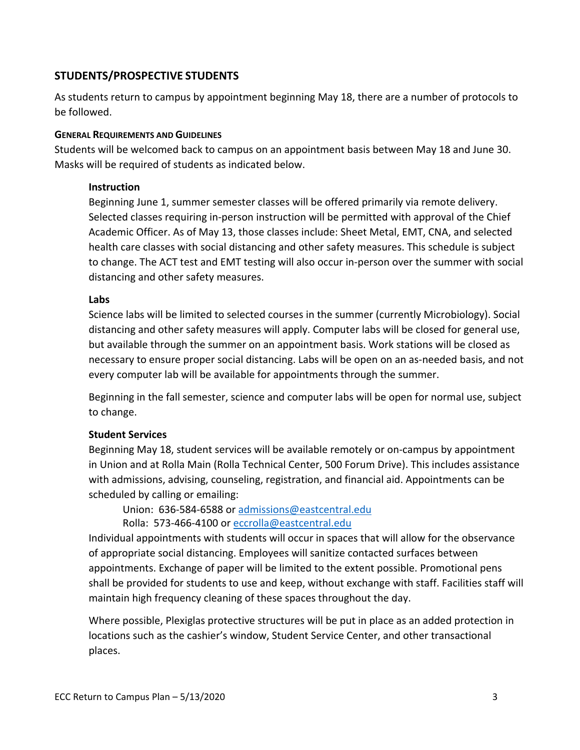## STUDENTS/PROSPECTIVE STUDENTS

As students return to campus by appointment beginning May 18, there are a number of protocols to be followed.

### GENERAL REQUIREMENTS AND GUIDELINES

Students will be welcomed back to campus on an appointment basis between May 18 and June 30. Masks will be required of students as indicated below.

#### Instruction

Beginning June 1, summer semester classes will be offered primarily via remote delivery. Selected classes requiring in-person instruction will be permitted with approval of the Chief Academic Officer. As of May 13, those classes include: Sheet Metal, EMT, CNA, and selected health care classes with social distancing and other safety measures. This schedule is subject to change. The ACT test and EMT testing will also occur in-person over the summer with social distancing and other safety measures.

#### Labs

Science labs will be limited to selected courses in the summer (currently Microbiology). Social distancing and other safety measures will apply. Computer labs will be closed for general use, but available through the summer on an appointment basis. Work stations will be closed as necessary to ensure proper social distancing. Labs will be open on an as-needed basis, and not every computer lab will be available for appointments through the summer.

Beginning in the fall semester, science and computer labs will be open for normal use, subject to change.

#### Student Services

Beginning May 18, student services will be available remotely or on-campus by appointment in Union and at Rolla Main (Rolla Technical Center, 500 Forum Drive). This includes assistance with admissions, advising, counseling, registration, and financial aid. Appointments can be scheduled by calling or emailing:

Union: 636-584-6588 or admissions@eastcentral.edu
Rolla: 573-466-4100 or eccrolla@eastcentral.edu

Individual appointments with students will occur in spaces that will allow for the observance of appropriate social distancing. Employees will sanitize contacted surfaces between appointments. Exchange of paper will be limited to the extent possible. Promotional pens shall be provided for students to use and keep, without exchange with staff. Facilities staff will maintain high frequency cleaning of these spaces throughout the day.

Where possible, Plexiglas protective structures will be put in place as an added protection in locations such as the cashier's window, Student Service Center, and other transactional places.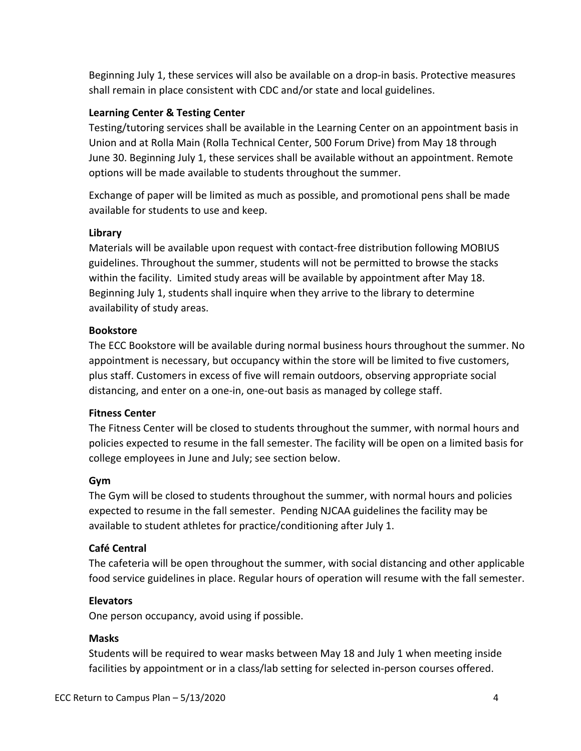Beginning July 1, these services will also be available on a drop-in basis. Protective measures shall remain in place consistent with CDC and/or state and local guidelines.

**Learning Center & Testing Center**

Testing/tutoring services shall be available in the Learning Center on an appointment basis in Union and at Rolla Main (Rolla Technical Center, 500 Forum Drive) from May 18 through June 30. Beginning July 1, these services shall be available without an appointment. Remote options will be made available to students throughout the summer.

Exchange of paper will be limited as much as possible, and promotional pens shall be made available for students to use and keep.

**Library**

Materials will be available upon request with contact-free distribution following MOBIUS guidelines. Throughout the summer, students will not be permitted to browse the stacks within the facility. Limited study areas will be available by appointment after May 18. Beginning July 1, students shall inquire when they arrive to the library to determine availability of study areas.

**Bookstore**

The ECC Bookstore will be available during normal business hours throughout the summer. No appointment is necessary, but occupancy within the store will be limited to five customers, plus staff. Customers in excess of five will remain outdoors, observing appropriate social distancing, and enter on a one-in, one-out basis as managed by college staff.

**Fitness Center**

The Fitness Center will be closed to students throughout the summer, with normal hours and policies expected to resume in the fall semester. The facility will be open on a limited basis for college employees in June and July; see section below.

**Gym**

The Gym will be closed to students throughout the summer, with normal hours and policies expected to resume in the fall semester. Pending NJCAA guidelines the facility may be available to student athletes for practice/conditioning after July 1.

**Café Central**

The cafeteria will be open throughout the summer, with social distancing and other applicable food service guidelines in place. Regular hours of operation will resume with the fall semester.

**Elevators**

One person occupancy, avoid using if possible.

**Masks**

Students will be required to wear masks between May 18 and July 1 when meeting inside facilities by appointment or in a class/lab setting for selected in-person courses offered.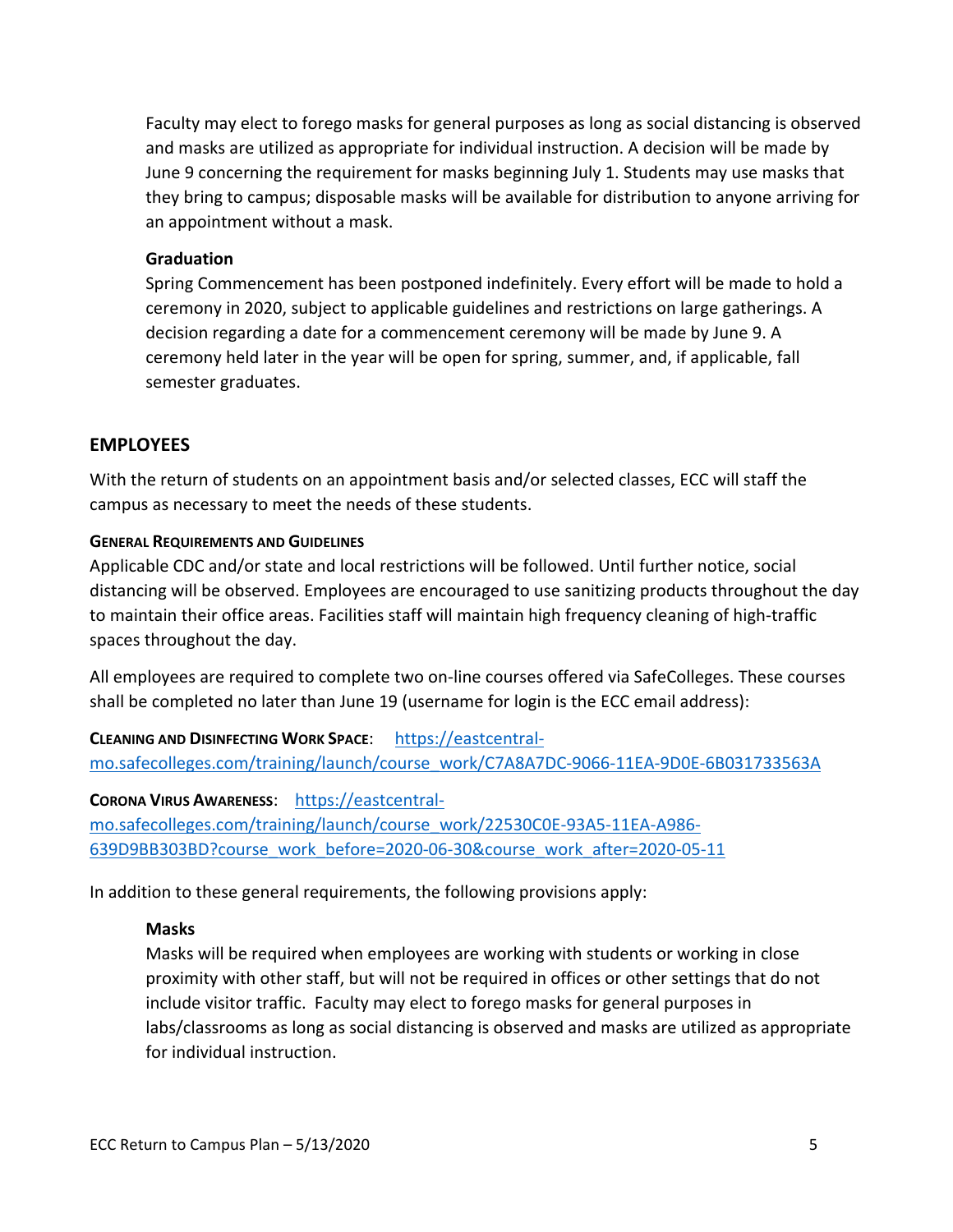Faculty may elect to forego masks for general purposes as long as social distancing is observed and masks are utilized as appropriate for individual instruction. A decision will be made by June 9 concerning the requirement for masks beginning July 1. Students may use masks that they bring to campus; disposable masks will be available for distribution to anyone arriving for an appointment without a mask.

**Graduation**

Spring Commencement has been postponed indefinitely. Every effort will be made to hold a ceremony in 2020, subject to applicable guidelines and restrictions on large gatherings. A decision regarding a date for a commencement ceremony will be made by June 9. A ceremony held later in the year will be open for spring, summer, and, if applicable, fall semester graduates.

## EMPLOYEES

With the return of students on an appointment basis and/or selected classes, ECC will staff the campus as necessary to meet the needs of these students.

#### GENERAL REQUIREMENTS AND GUIDELINES

Applicable CDC and/or state and local restrictions will be followed. Until further notice, social distancing will be observed. Employees are encouraged to use sanitizing products throughout the day to maintain their office areas. Facilities staff will maintain high frequency cleaning of high-traffic spaces throughout the day.

All employees are required to complete two on-line courses offered via SafeColleges. These courses shall be completed no later than June 19 (username for login is the ECC email address):

**CLEANING AND DISINFECTING WORK SPACE**: https://eastcentral-mo.safecolleges.com/training/launch/course_work/C7A8A7DC-9066-11EA-9D0E-6B031733563A

**CORONA VIRUS AWARENESS**: https://eastcentral-mo.safecolleges.com/training/launch/course_work/22530C0E-93A5-11EA-A986-639D9BB303BD?course_work_before=2020-06-30&course_work_after=2020-05-11

In addition to these general requirements, the following provisions apply:

**Masks**

Masks will be required when employees are working with students or working in close proximity with other staff, but will not be required in offices or other settings that do not include visitor traffic. Faculty may elect to forego masks for general purposes in labs/classrooms as long as social distancing is observed and masks are utilized as appropriate for individual instruction.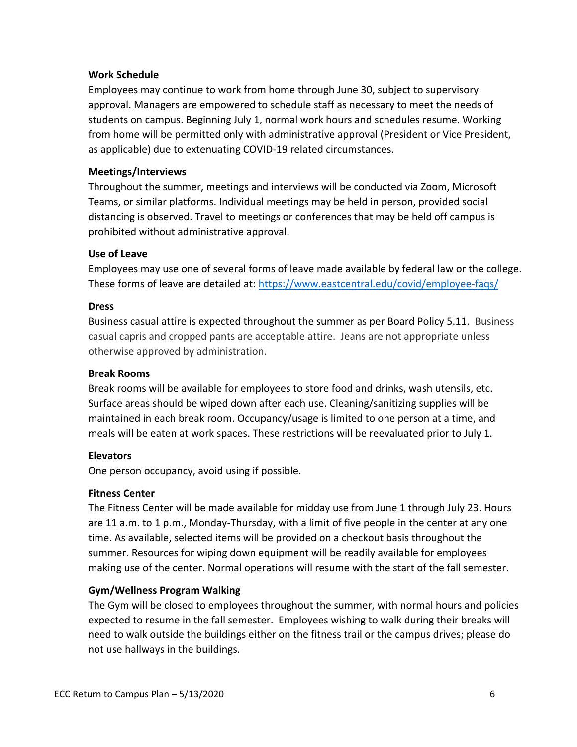**Work Schedule**

Employees may continue to work from home through June 30, subject to supervisory approval. Managers are empowered to schedule staff as necessary to meet the needs of students on campus. Beginning July 1, normal work hours and schedules resume. Working from home will be permitted only with administrative approval (President or Vice President, as applicable) due to extenuating COVID-19 related circumstances.

**Meetings/Interviews**

Throughout the summer, meetings and interviews will be conducted via Zoom, Microsoft Teams, or similar platforms. Individual meetings may be held in person, provided social distancing is observed. Travel to meetings or conferences that may be held off campus is prohibited without administrative approval.

**Use of Leave**

Employees may use one of several forms of leave made available by federal law or the college. These forms of leave are detailed at: [https://www.eastcentral.edu/covid/employee-faqs/](https://www.eastcentral.edu/covid/employee-faqs/)

**Dress**

Business casual attire is expected throughout the summer as per Board Policy 5.11. Business casual capris and cropped pants are acceptable attire. Jeans are not appropriate unless otherwise approved by administration.

**Break Rooms**

Break rooms will be available for employees to store food and drinks, wash utensils, etc. Surface areas should be wiped down after each use. Cleaning/sanitizing supplies will be maintained in each break room. Occupancy/usage is limited to one person at a time, and meals will be eaten at work spaces. These restrictions will be reevaluated prior to July 1.

**Elevators**

One person occupancy, avoid using if possible.

**Fitness Center**

The Fitness Center will be made available for midday use from June 1 through July 23. Hours are 11 a.m. to 1 p.m., Monday-Thursday, with a limit of five people in the center at any one time. As available, selected items will be provided on a checkout basis throughout the summer. Resources for wiping down equipment will be readily available for employees making use of the center. Normal operations will resume with the start of the fall semester.

**Gym/Wellness Program Walking**

The Gym will be closed to employees throughout the summer, with normal hours and policies expected to resume in the fall semester. Employees wishing to walk during their breaks will need to walk outside the buildings either on the fitness trail or the campus drives; please do not use hallways in the buildings.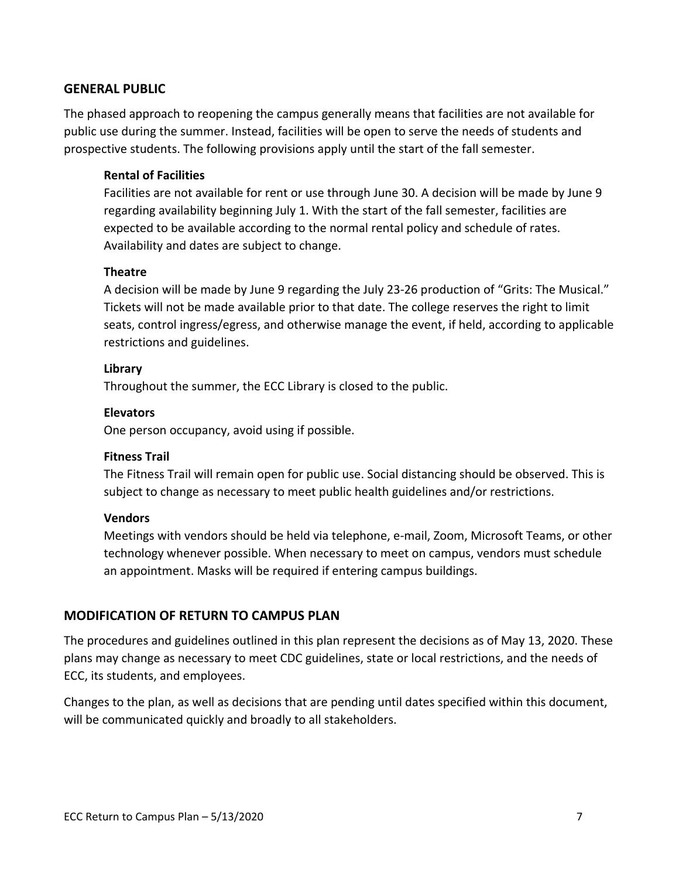## GENERAL PUBLIC

The phased approach to reopening the campus generally means that facilities are not available for public use during the summer. Instead, facilities will be open to serve the needs of students and prospective students. The following provisions apply until the start of the fall semester.

### Rental of Facilities

Facilities are not available for rent or use through June 30. A decision will be made by June 9 regarding availability beginning July 1. With the start of the fall semester, facilities are expected to be available according to the normal rental policy and schedule of rates. Availability and dates are subject to change.

### Theatre

A decision will be made by June 9 regarding the July 23-26 production of "Grits: The Musical." Tickets will not be made available prior to that date. The college reserves the right to limit seats, control ingress/egress, and otherwise manage the event, if held, according to applicable restrictions and guidelines.

### Library

Throughout the summer, the ECC Library is closed to the public.

### Elevators

One person occupancy, avoid using if possible.

### Fitness Trail

The Fitness Trail will remain open for public use. Social distancing should be observed. This is subject to change as necessary to meet public health guidelines and/or restrictions.

### Vendors

Meetings with vendors should be held via telephone, e-mail, Zoom, Microsoft Teams, or other technology whenever possible. When necessary to meet on campus, vendors must schedule an appointment. Masks will be required if entering campus buildings.

## MODIFICATION OF RETURN TO CAMPUS PLAN

The procedures and guidelines outlined in this plan represent the decisions as of May 13, 2020. These plans may change as necessary to meet CDC guidelines, state or local restrictions, and the needs of ECC, its students, and employees.

Changes to the plan, as well as decisions that are pending until dates specified within this document, will be communicated quickly and broadly to all stakeholders.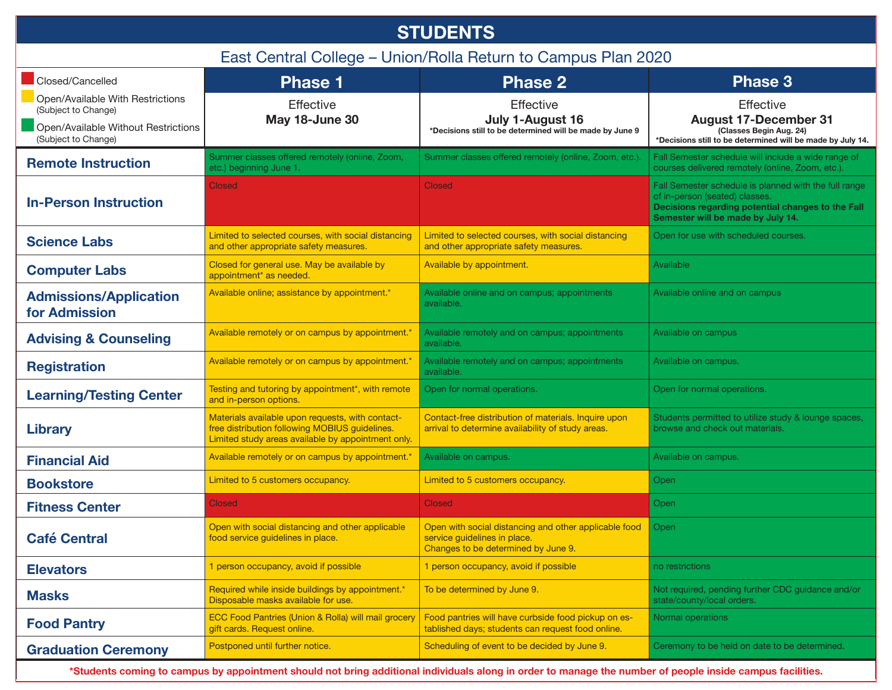# STUDENTS

## East Central College – Union/Rolla Return to Campus Plan 2020

Legend:
- Red: Closed/Cancelled
- Yellow: Open/Available With Restrictions (Subject to Change)
- Green: Open/Available Without Restrictions (Subject to Change)

| | Phase 1 | Phase 2 | Phase 3 |
|---|---|---|---|
| | Effective **May 18-June 30** | Effective **July 1-August 16** *Decisions still to be determined will be made by June 9 | Effective **August 17-December 31** (Classes Begin Aug. 24) *Decisions still to be determined will be made by July 14. |
| **Remote Instruction** | Summer classes offered remotely (online, Zoom, etc.) beginning June 1. | Summer classes offered remotely (online, Zoom, etc.). | Fall Semester schedule will include a wide range of courses delivered remotely (online, Zoom, etc.). |
| **In-Person Instruction** | Closed | Closed | Fall Semester schedule is planned with the full range of in-person (seated) classes. **Decisions regarding potential changes to the Fall Semester will be made by July 14.** |
| **Science Labs** | Limited to selected courses, with social distancing and other appropriate safety measures. | Limited to selected courses, with social distancing and other appropriate safety measures. | Open for use with scheduled courses. |
| **Computer Labs** | Closed for general use. May be available by appointment* as needed. | Available by appointment. | Available |
| **Admissions/Application for Admission** | Available online; assistance by appointment.* | Available online and on campus; appointments available. | Available online and on campus |
| **Advising & Counseling** | Available remotely or on campus by appointment.* | Available remotely and on campus; appointments available. | Available on campus |
| **Registration** | Available remotely or on campus by appointment.* | Available remotely and on campus; appointments available. | Available on campus. |
| **Learning/Testing Center** | Testing and tutoring by appointment*, with remote and in-person options. | Open for normal operations. | Open for normal operations. |
| **Library** | Materials available upon requests, with contact-free distribution following MOBIUS guidelines. Limited study areas available by appointment only. | Contact-free distribution of materials. Inquire upon arrival to determine availability of study areas. | Students permitted to utilize study & lounge spaces, browse and check out materials. |
| **Financial Aid** | Available remotely or on campus by appointment.* | Available on campus. | Available on campus. |
| **Bookstore** | Limited to 5 customers occupancy. | Limited to 5 customers occupancy. | Open |
| **Fitness Center** | Closed | Closed | Open |
| **Café Central** | Open with social distancing and other applicable food service guidelines in place. | Open with social distancing and other applicable food service guidelines in place. Changes to be determined by June 9. | Open |
| **Elevators** | 1 person occupancy, avoid if possible | 1 person occupancy, avoid if possible | no restrictions |
| **Masks** | Required while inside buildings by appointment.* Disposable masks available for use. | To be determined by June 9. | Not required, pending further CDC guidance and/or state/county/local orders. |
| **Food Pantry** | ECC Food Pantries (Union & Rolla) will mail grocery gift cards. Request online. | Food pantries will have curbside food pickup on established days; students can request food online. | Normal operations |
| **Graduation Ceremony** | Postponed until further notice. | Scheduling of event to be decided by June 9. | Ceremony to be held on date to be determined. |

***Students coming to campus by appointment should not bring additional individuals along in order to manage the number of people inside campus facilities.**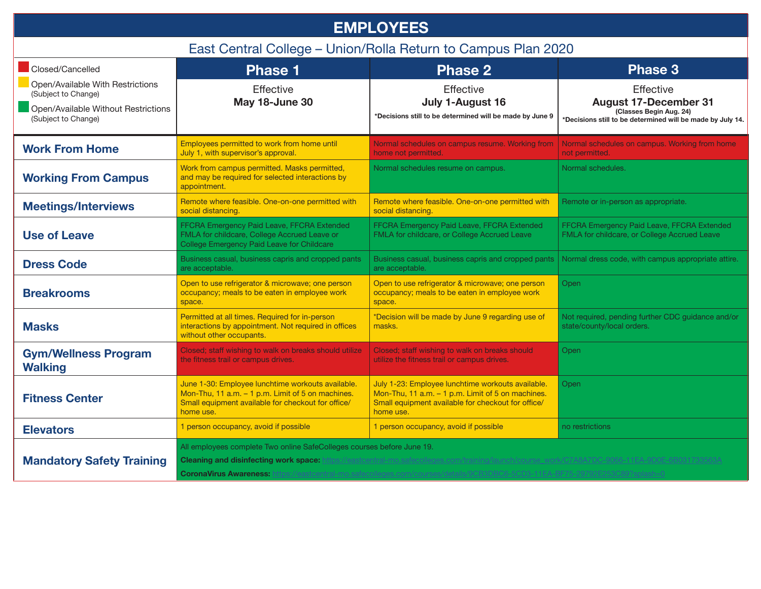# EMPLOYEES

## East Central College – Union/Rolla Return to Campus Plan 2020

- Closed/Cancelled
- Open/Available With Restrictions (Subject to Change)
- Open/Available Without Restrictions (Subject to Change)

| | Phase 1 | Phase 2 | Phase 3 |
|---|---|---|---|
| | Effective **May 18-June 30** | Effective **July 1-August 16** *Decisions still to be determined will be made by June 9 | Effective **August 17-December 31** (Classes Begin Aug. 24) *Decisions still to be determined will be made by July 14. |
| **Work From Home** | Employees permitted to work from home until July 1, with supervisor's approval. | Normal schedules on campus resume. Working from home not permitted. | Normal schedules on campus. Working from home not permitted. |
| **Working From Campus** | Work from campus permitted. Masks permitted, and may be required for selected interactions by appointment. | Normal schedules resume on campus. | Normal schedules. |
| **Meetings/Interviews** | Remote where feasible. One-on-one permitted with social distancing. | Remote where feasible. One-on-one permitted with social distancing. | Remote or in-person as appropriate. |
| **Use of Leave** | FFCRA Emergency Paid Leave, FFCRA Extended FMLA for childcare, College Accrued Leave or College Emergency Paid Leave for Childcare | FFCRA Emergency Paid Leave, FFCRA Extended FMLA for childcare, or College Accrued Leave | FFCRA Emergency Paid Leave, FFCRA Extended FMLA for childcare, or College Accrued Leave |
| **Dress Code** | Business casual, business capris and cropped pants are acceptable. | Business casual, business capris and cropped pants are acceptable. | Normal dress code, with campus appropriate attire. |
| **Breakrooms** | Open to use refrigerator & microwave; one person occupancy; meals to be eaten in employee work space. | Open to use refrigerator & microwave; one person occupancy; meals to be eaten in employee work space. | Open |
| **Masks** | Permitted at all times. Required for in-person interactions by appointment. Not required in offices without other occupants. | *Decision will be made by June 9 regarding use of masks. | Not required, pending further CDC guidance and/or state/county/local orders. |
| **Gym/Wellness Program Walking** | Closed; staff wishing to walk on breaks should utilize the fitness trail or campus drives. | Closed; staff wishing to walk on breaks should utilize the fitness trail or campus drives. | Open |
| **Fitness Center** | June 1-30: Employee lunchtime workouts available. Mon-Thu, 11 a.m. – 1 p.m. Limit of 5 on machines. Small equipment available for checkout for office/home use. | July 1-23: Employee lunchtime workouts available. Mon-Thu, 11 a.m. – 1 p.m. Limit of 5 on machines. Small equipment available for checkout for office/home use. | Open |
| **Elevators** | 1 person occupancy, avoid if possible | 1 person occupancy, avoid if possible | no restrictions |
| **Mandatory Safety Training** | All employees complete Two online SafeColleges courses before June 19. **Cleaning and disinfecting work space:** https://eastcentral-mo.safecolleges.com/training/launch/course_work/C7A8A7DC-9066-11EA-9D0E-6B031733563A **CoronaVirus Awareness:** https://eastcentral-mo.safecolleges.com/courses/details/9CB3DBC6-5CD3-11EA-BF75-29792E253C89?splash=0 | | |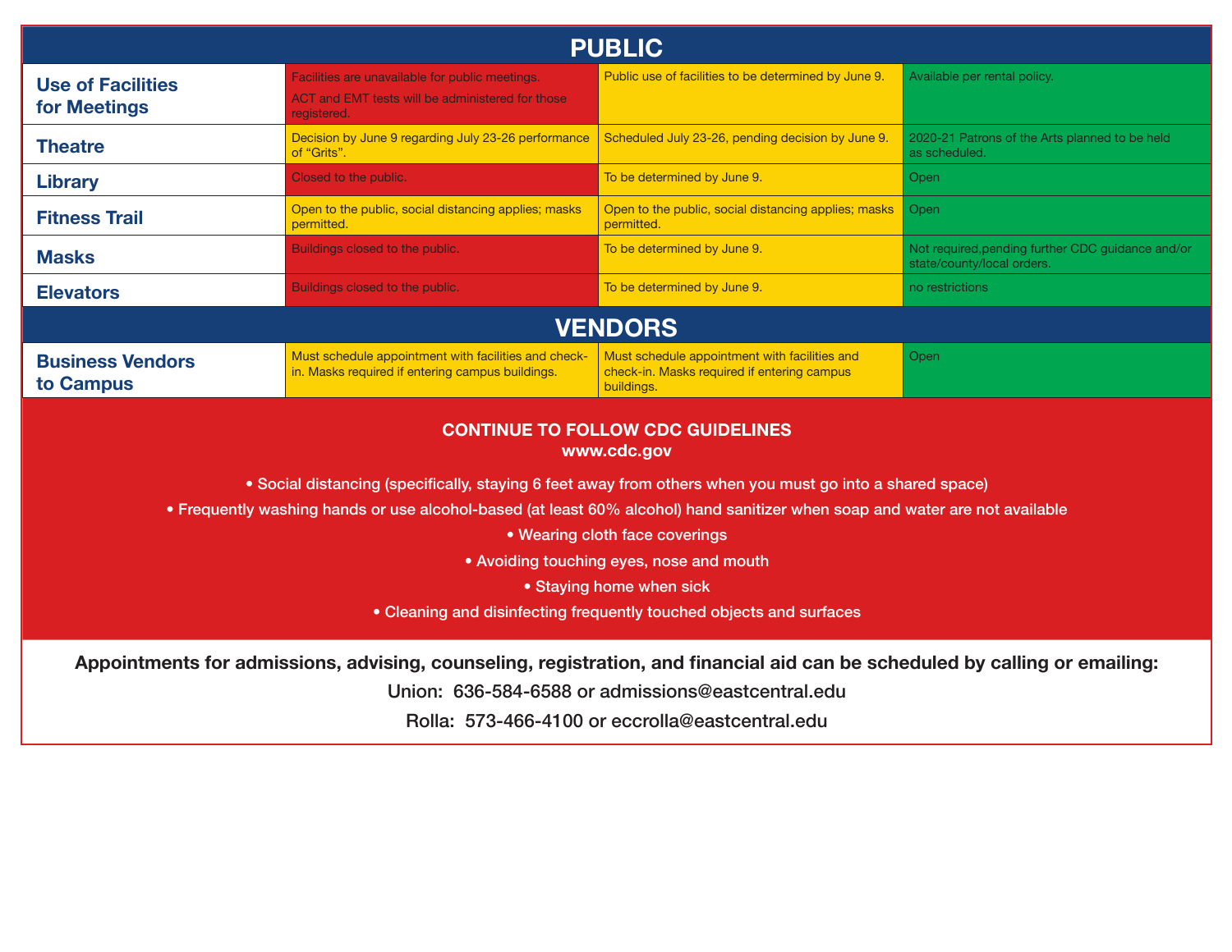## PUBLIC

| | | | |
|---|---|---|---|
| **Use of Facilities for Meetings** | Facilities are unavailable for public meetings. ACT and EMT tests will be administered for those registered. | Public use of facilities to be determined by June 9. | Available per rental policy. |
| **Theatre** | Decision by June 9 regarding July 23-26 performance of "Grits". | Scheduled July 23-26, pending decision by June 9. | 2020-21 Patrons of the Arts planned to be held as scheduled. |
| **Library** | Closed to the public. | To be determined by June 9. | Open |
| **Fitness Trail** | Open to the public, social distancing applies; masks permitted. | Open to the public, social distancing applies; masks permitted. | Open |
| **Masks** | Buildings closed to the public. | To be determined by June 9. | Not required,pending further CDC guidance and/or state/county/local orders. |
| **Elevators** | Buildings closed to the public. | To be determined by June 9. | no restrictions |

## VENDORS

| | | | |
|---|---|---|---|
| **Business Vendors to Campus** | Must schedule appointment with facilities and check-in. Masks required if entering campus buildings. | Must schedule appointment with facilities and check-in. Masks required if entering campus buildings. | Open |

**CONTINUE TO FOLLOW CDC GUIDELINES**
**www.cdc.gov**

- Social distancing (specifically, staying 6 feet away from others when you must go into a shared space)
- Frequently washing hands or use alcohol-based (at least 60% alcohol) hand sanitizer when soap and water are not available
- Wearing cloth face coverings
- Avoiding touching eyes, nose and mouth
- Staying home when sick
- Cleaning and disinfecting frequently touched objects and surfaces

**Appointments for admissions, advising, counseling, registration, and financial aid can be scheduled by calling or emailing:**

Union: 636-584-6588 or admissions@eastcentral.edu

Rolla: 573-466-4100 or eccrolla@eastcentral.edu